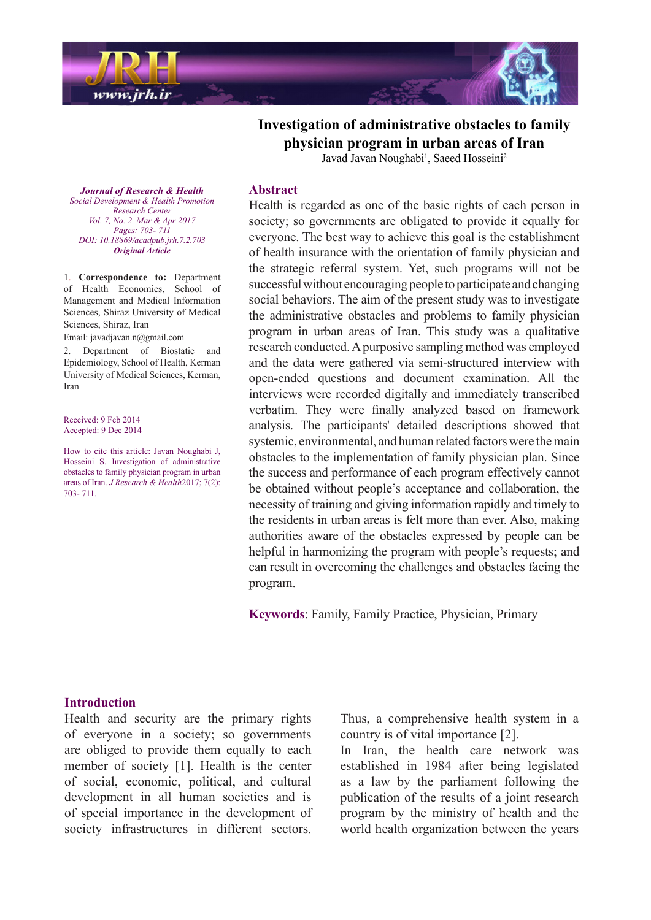# Investigation of administrative obstacles to family physician program in urban areas of Iran

Javad Javan Noughabi[1], Saeed Hosseini[2]

*Journal of Research & Health*
*Social Development & Health Promotion Research Center*
*Vol. 7, No. 2, Mar & Apr 2017*
*Pages: 703- 711*
*DOI: 10.18869/acadpub.jrh.7.2.703*
***Original Article***

1. **Correspondence to:** Department of Health Economics, School of Management and Medical Information Sciences, Shiraz University of Medical Sciences, Shiraz, Iran

Email: javadjavan.n@gmail.com

2. Department of Biostatic and Epidemiology, School of Health, Kerman University of Medical Sciences, Kerman, Iran

Received: 9 Feb 2014
Accepted: 9 Dec 2014

How to cite this article: Javan Noughabi J, Hosseini S. Investigation of administrative obstacles to family physician program in urban areas of Iran. *J Research & Health*2017; 7(2): 703- 711.

## Abstract

Health is regarded as one of the basic rights of each person in society; so governments are obligated to provide it equally for everyone. The best way to achieve this goal is the establishment of health insurance with the orientation of family physician and the strategic referral system. Yet, such programs will not be successful without encouraging people to participate and changing social behaviors. The aim of the present study was to investigate the administrative obstacles and problems to family physician program in urban areas of Iran. This study was a qualitative research conducted. A purposive sampling method was employed and the data were gathered via semi-structured interview with open-ended questions and document examination. All the interviews were recorded digitally and immediately transcribed verbatim. They were finally analyzed based on framework analysis. The participants' detailed descriptions showed that systemic, environmental, and human related factors were the main obstacles to the implementation of family physician plan. Since the success and performance of each program effectively cannot be obtained without people's acceptance and collaboration, the necessity of training and giving information rapidly and timely to the residents in urban areas is felt more than ever. Also, making authorities aware of the obstacles expressed by people can be helpful in harmonizing the program with people's requests; and can result in overcoming the challenges and obstacles facing the program.

**Keywords**: Family, Family Practice, Physician, Primary

## Introduction

Health and security are the primary rights of everyone in a society; so governments are obliged to provide them equally to each member of society [1]. Health is the center of social, economic, political, and cultural development in all human societies and is of special importance in the development of society infrastructures in different sectors. Thus, a comprehensive health system in a country is of vital importance [2].

In Iran, the health care network was established in 1984 after being legislated as a law by the parliament following the publication of the results of a joint research program by the ministry of health and the world health organization between the years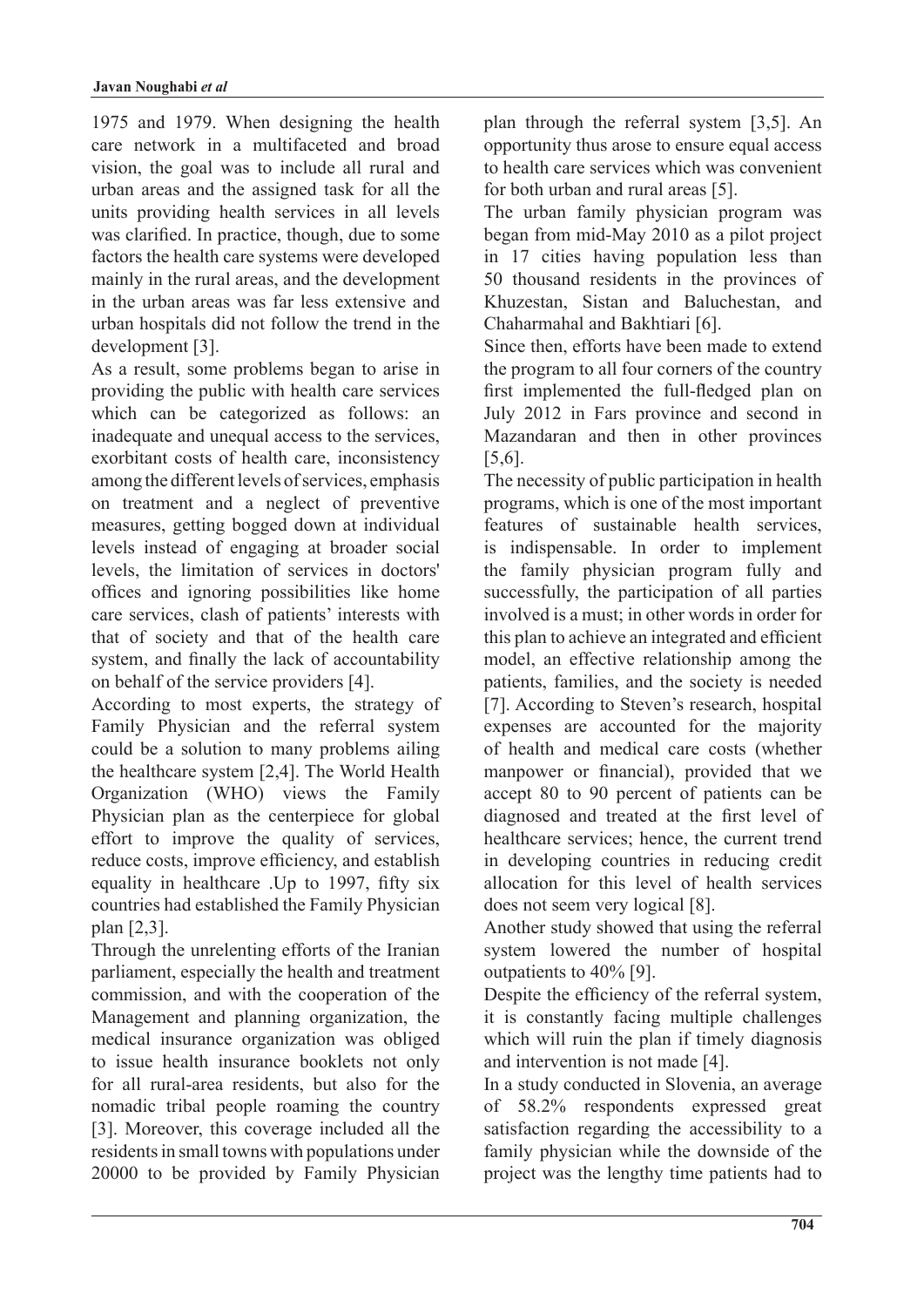1975 and 1979. When designing the health care network in a multifaceted and broad vision, the goal was to include all rural and urban areas and the assigned task for all the units providing health services in all levels was clarified. In practice, though, due to some factors the health care systems were developed mainly in the rural areas, and the development in the urban areas was far less extensive and urban hospitals did not follow the trend in the development [3].

As a result, some problems began to arise in providing the public with health care services which can be categorized as follows: an inadequate and unequal access to the services, exorbitant costs of health care, inconsistency among the different levels of services, emphasis on treatment and a neglect of preventive measures, getting bogged down at individual levels instead of engaging at broader social levels, the limitation of services in doctors' offices and ignoring possibilities like home care services, clash of patients' interests with that of society and that of the health care system, and finally the lack of accountability on behalf of the service providers [4].

According to most experts, the strategy of Family Physician and the referral system could be a solution to many problems ailing the healthcare system [2,4]. The World Health Organization (WHO) views the Family Physician plan as the centerpiece for global effort to improve the quality of services, reduce costs, improve efficiency, and establish equality in healthcare .Up to 1997, fifty six countries had established the Family Physician plan [2,3].

Through the unrelenting efforts of the Iranian parliament, especially the health and treatment commission, and with the cooperation of the Management and planning organization, the medical insurance organization was obliged to issue health insurance booklets not only for all rural-area residents, but also for the nomadic tribal people roaming the country [3]. Moreover, this coverage included all the residents in small towns with populations under 20000 to be provided by Family Physician plan through the referral system [3,5]. An opportunity thus arose to ensure equal access to health care services which was convenient for both urban and rural areas [5].

The urban family physician program was began from mid-May 2010 as a pilot project in 17 cities having population less than 50 thousand residents in the provinces of Khuzestan, Sistan and Baluchestan, and Chaharmahal and Bakhtiari [6].

Since then, efforts have been made to extend the program to all four corners of the country first implemented the full-fledged plan on July 2012 in Fars province and second in Mazandaran and then in other provinces [5,6].

The necessity of public participation in health programs, which is one of the most important features of sustainable health services, is indispensable. In order to implement the family physician program fully and successfully, the participation of all parties involved is a must; in other words in order for this plan to achieve an integrated and efficient model, an effective relationship among the patients, families, and the society is needed [7]. According to Steven's research, hospital expenses are accounted for the majority of health and medical care costs (whether manpower or financial), provided that we accept 80 to 90 percent of patients can be diagnosed and treated at the first level of healthcare services; hence, the current trend in developing countries in reducing credit allocation for this level of health services does not seem very logical [8].

Another study showed that using the referral system lowered the number of hospital outpatients to 40% [9].

Despite the efficiency of the referral system, it is constantly facing multiple challenges which will ruin the plan if timely diagnosis and intervention is not made [4].

In a study conducted in Slovenia, an average of 58.2% respondents expressed great satisfaction regarding the accessibility to a family physician while the downside of the project was the lengthy time patients had to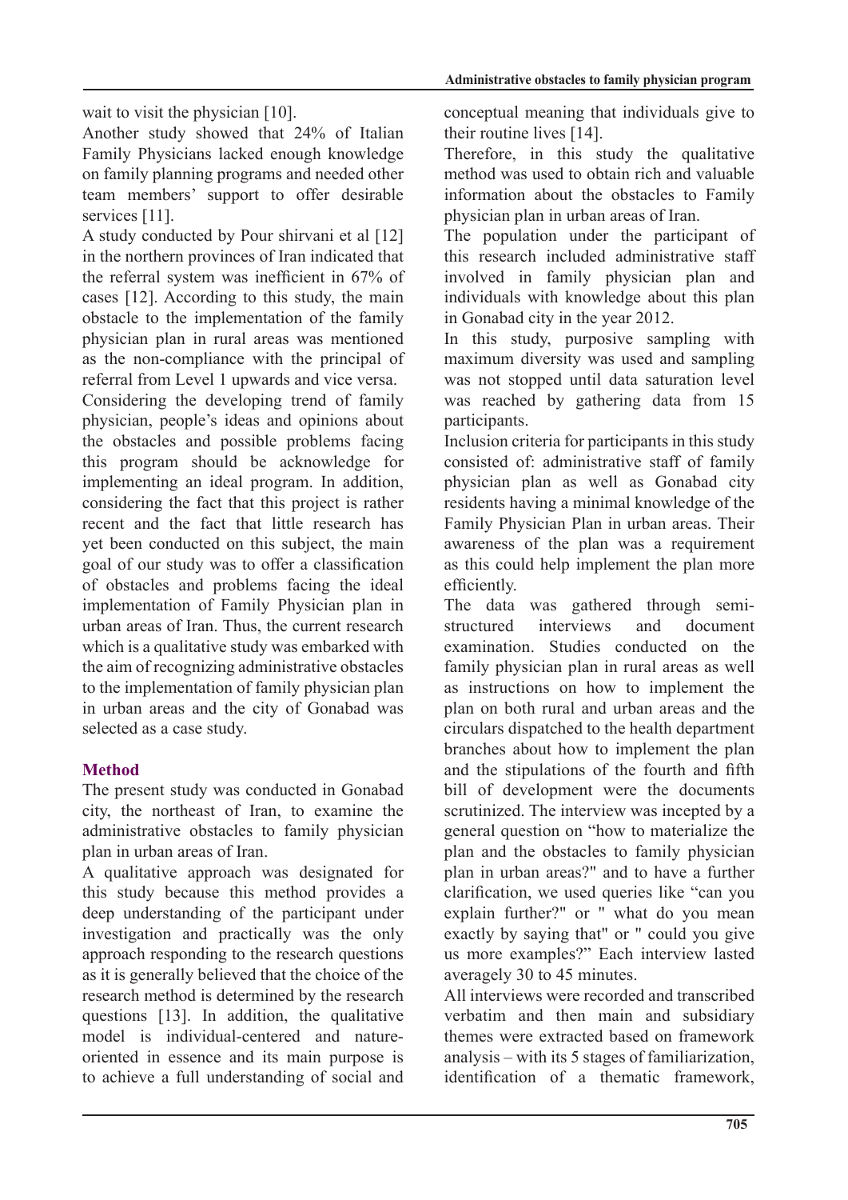wait to visit the physician [10].

Another study showed that 24% of Italian Family Physicians lacked enough knowledge on family planning programs and needed other team members' support to offer desirable services [11].

A study conducted by Pour shirvani et al [12] in the northern provinces of Iran indicated that the referral system was inefficient in 67% of cases [12]. According to this study, the main obstacle to the implementation of the family physician plan in rural areas was mentioned as the non-compliance with the principal of referral from Level 1 upwards and vice versa.

Considering the developing trend of family physician, people's ideas and opinions about the obstacles and possible problems facing this program should be acknowledge for implementing an ideal program. In addition, considering the fact that this project is rather recent and the fact that little research has yet been conducted on this subject, the main goal of our study was to offer a classification of obstacles and problems facing the ideal implementation of Family Physician plan in urban areas of Iran. Thus, the current research which is a qualitative study was embarked with the aim of recognizing administrative obstacles to the implementation of family physician plan in urban areas and the city of Gonabad was selected as a case study.

## Method

The present study was conducted in Gonabad city, the northeast of Iran, to examine the administrative obstacles to family physician plan in urban areas of Iran.

A qualitative approach was designated for this study because this method provides a deep understanding of the participant under investigation and practically was the only approach responding to the research questions as it is generally believed that the choice of the research method is determined by the research questions [13]. In addition, the qualitative model is individual-centered and nature-oriented in essence and its main purpose is to achieve a full understanding of social and conceptual meaning that individuals give to their routine lives [14].

Therefore, in this study the qualitative method was used to obtain rich and valuable information about the obstacles to Family physician plan in urban areas of Iran.

The population under the participant of this research included administrative staff involved in family physician plan and individuals with knowledge about this plan in Gonabad city in the year 2012.

In this study, purposive sampling with maximum diversity was used and sampling was not stopped until data saturation level was reached by gathering data from 15 participants.

Inclusion criteria for participants in this study consisted of: administrative staff of family physician plan as well as Gonabad city residents having a minimal knowledge of the Family Physician Plan in urban areas. Their awareness of the plan was a requirement as this could help implement the plan more efficiently.

The data was gathered through semi-structured interviews and document examination. Studies conducted on the family physician plan in rural areas as well as instructions on how to implement the plan on both rural and urban areas and the circulars dispatched to the health department branches about how to implement the plan and the stipulations of the fourth and fifth bill of development were the documents scrutinized. The interview was incepted by a general question on "how to materialize the plan and the obstacles to family physician plan in urban areas?" and to have a further clarification, we used queries like "can you explain further?" or " what do you mean exactly by saying that" or " could you give us more examples?" Each interview lasted averagely 30 to 45 minutes.

All interviews were recorded and transcribed verbatim and then main and subsidiary themes were extracted based on framework analysis – with its 5 stages of familiarization, identification of a thematic framework,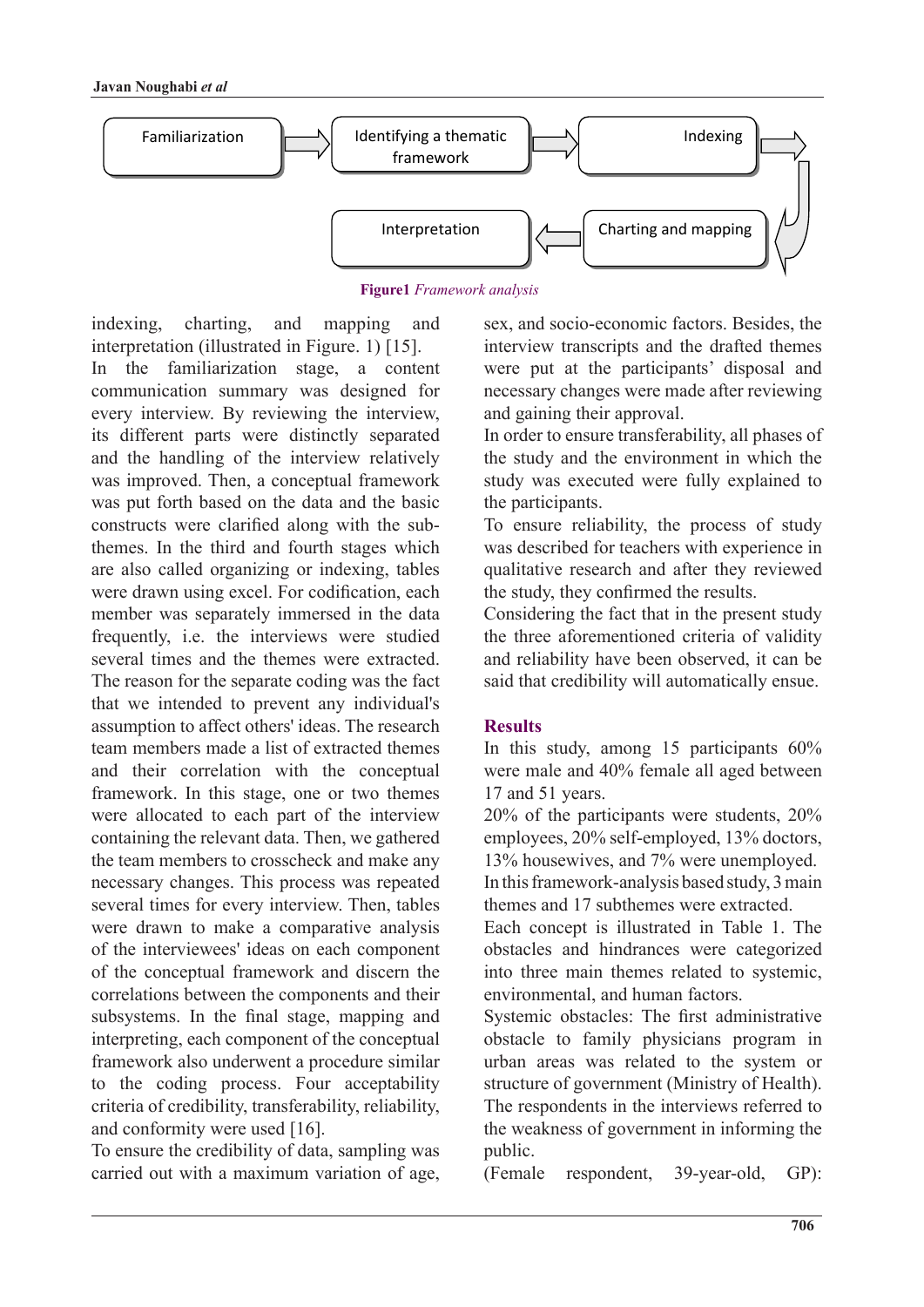Familiarization → Identifying a thematic framework → Indexing → Charting and mapping → Interpretation

**Figure1** *Framework analysis*

indexing, charting, and mapping and interpretation (illustrated in Figure. 1) [15].

In the familiarization stage, a content communication summary was designed for every interview. By reviewing the interview, its different parts were distinctly separated and the handling of the interview relatively was improved. Then, a conceptual framework was put forth based on the data and the basic constructs were clarified along with the sub-themes. In the third and fourth stages which are also called organizing or indexing, tables were drawn using excel. For codification, each member was separately immersed in the data frequently, i.e. the interviews were studied several times and the themes were extracted. The reason for the separate coding was the fact that we intended to prevent any individual's assumption to affect others' ideas. The research team members made a list of extracted themes and their correlation with the conceptual framework. In this stage, one or two themes were allocated to each part of the interview containing the relevant data. Then, we gathered the team members to crosscheck and make any necessary changes. This process was repeated several times for every interview. Then, tables were drawn to make a comparative analysis of the interviewees' ideas on each component of the conceptual framework and discern the correlations between the components and their subsystems. In the final stage, mapping and interpreting, each component of the conceptual framework also underwent a procedure similar to the coding process. Four acceptability criteria of credibility, transferability, reliability, and conformity were used [16].

To ensure the credibility of data, sampling was carried out with a maximum variation of age, sex, and socio-economic factors. Besides, the interview transcripts and the drafted themes were put at the participants' disposal and necessary changes were made after reviewing and gaining their approval.

In order to ensure transferability, all phases of the study and the environment in which the study was executed were fully explained to the participants.

To ensure reliability, the process of study was described for teachers with experience in qualitative research and after they reviewed the study, they confirmed the results.

Considering the fact that in the present study the three aforementioned criteria of validity and reliability have been observed, it can be said that credibility will automatically ensue.

## Results

In this study, among 15 participants 60% were male and 40% female all aged between 17 and 51 years.

20% of the participants were students, 20% employees, 20% self-employed, 13% doctors, 13% housewives, and 7% were unemployed.

In this framework-analysis based study, 3 main themes and 17 subthemes were extracted.

Each concept is illustrated in Table 1. The obstacles and hindrances were categorized into three main themes related to systemic, environmental, and human factors.

Systemic obstacles: The first administrative obstacle to family physicians program in urban areas was related to the system or structure of government (Ministry of Health). The respondents in the interviews referred to the weakness of government in informing the public.

(Female respondent, 39-year-old, GP):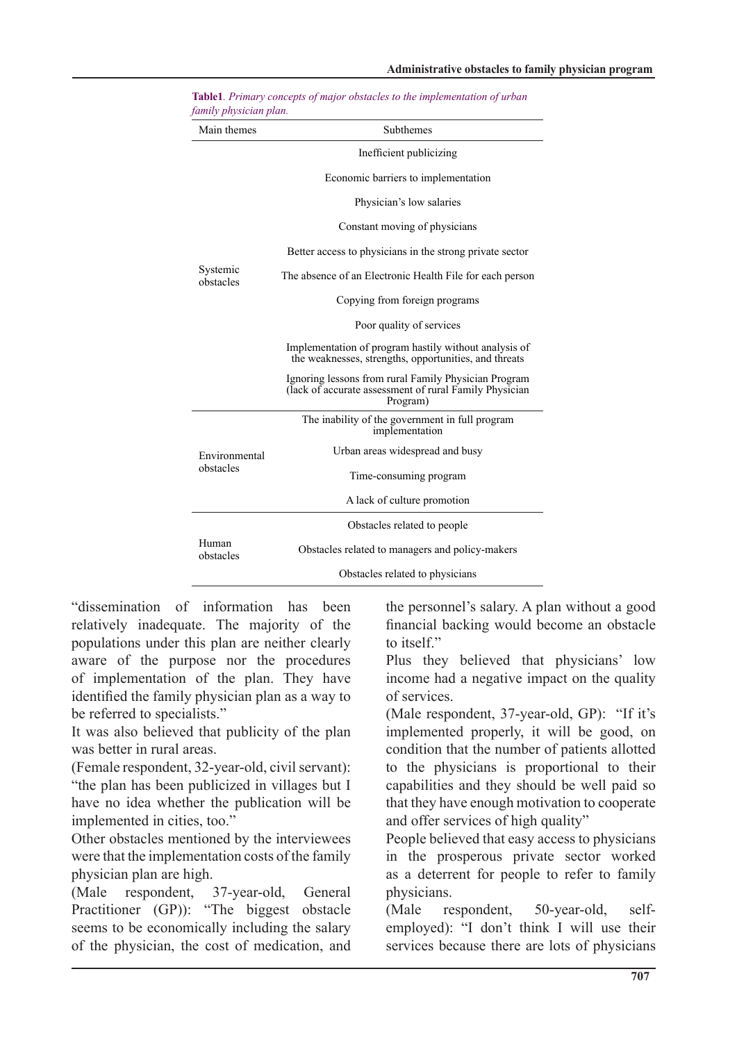**Table1**. *Primary concepts of major obstacles to the implementation of urban family physician plan.*

| Main themes | Subthemes |
|---|---|
| Systemic obstacles | Inefficient publicizing |
| | Economic barriers to implementation |
| | Physician's low salaries |
| | Constant moving of physicians |
| | Better access to physicians in the strong private sector |
| | The absence of an Electronic Health File for each person |
| | Copying from foreign programs |
| | Poor quality of services |
| | Implementation of program hastily without analysis of the weaknesses, strengths, opportunities, and threats |
| | Ignoring lessons from rural Family Physician Program (lack of accurate assessment of rural Family Physician Program) |
| Environmental obstacles | The inability of the government in full program implementation |
| | Urban areas widespread and busy |
| | Time-consuming program |
| | A lack of culture promotion |
| Human obstacles | Obstacles related to people |
| | Obstacles related to managers and policy-makers |
| | Obstacles related to physicians |

"dissemination of information has been relatively inadequate. The majority of the populations under this plan are neither clearly aware of the purpose nor the procedures of implementation of the plan. They have identified the family physician plan as a way to be referred to specialists."

It was also believed that publicity of the plan was better in rural areas.

(Female respondent, 32-year-old, civil servant): "the plan has been publicized in villages but I have no idea whether the publication will be implemented in cities, too."

Other obstacles mentioned by the interviewees were that the implementation costs of the family physician plan are high.

(Male respondent, 37-year-old, General Practitioner (GP)): "The biggest obstacle seems to be economically including the salary of the physician, the cost of medication, and the personnel's salary. A plan without a good financial backing would become an obstacle to itself."

Plus they believed that physicians' low income had a negative impact on the quality of services.

(Male respondent, 37-year-old, GP): "If it's implemented properly, it will be good, on condition that the number of patients allotted to the physicians is proportional to their capabilities and they should be well paid so that they have enough motivation to cooperate and offer services of high quality"

People believed that easy access to physicians in the prosperous private sector worked as a deterrent for people to refer to family physicians.

(Male respondent, 50-year-old, self-employed): "I don't think I will use their services because there are lots of physicians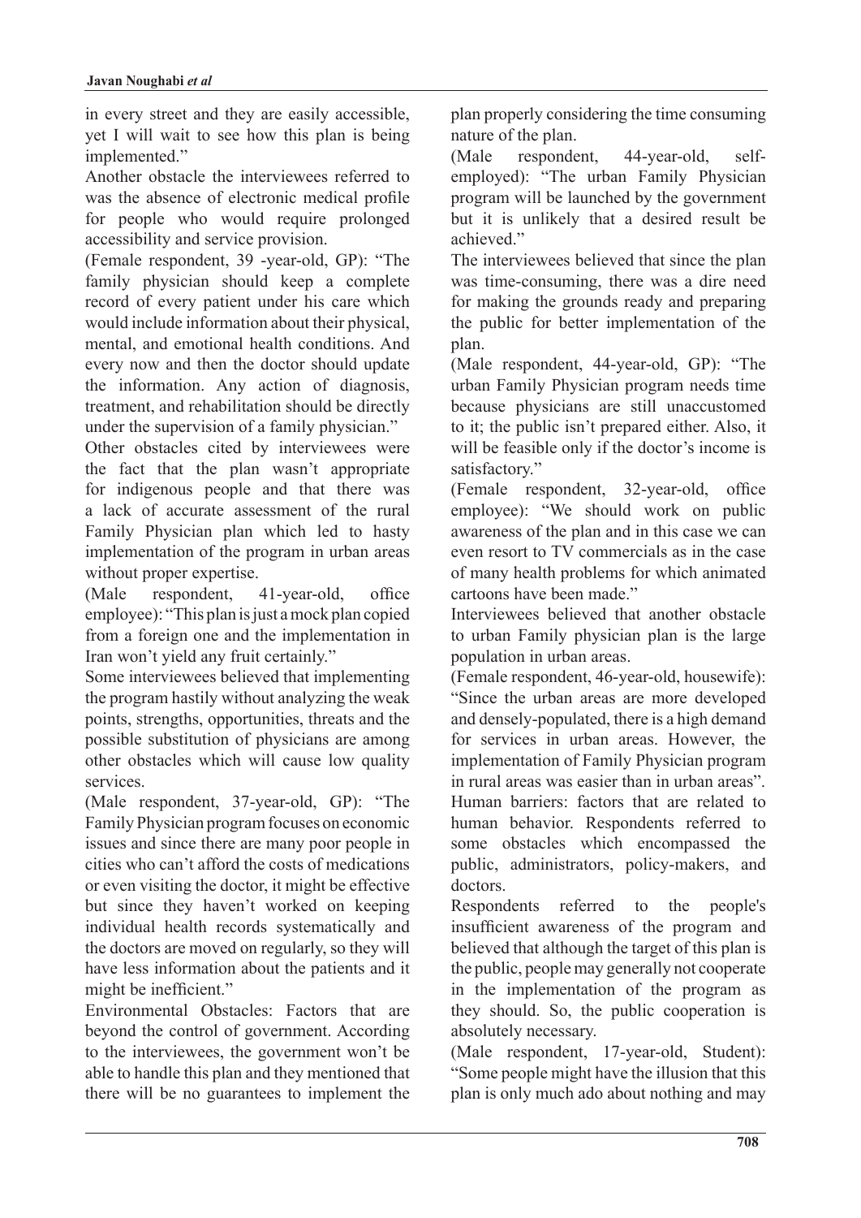in every street and they are easily accessible, yet I will wait to see how this plan is being implemented."

Another obstacle the interviewees referred to was the absence of electronic medical profile for people who would require prolonged accessibility and service provision.

(Female respondent, 39 -year-old, GP): "The family physician should keep a complete record of every patient under his care which would include information about their physical, mental, and emotional health conditions. And every now and then the doctor should update the information. Any action of diagnosis, treatment, and rehabilitation should be directly under the supervision of a family physician."

Other obstacles cited by interviewees were the fact that the plan wasn't appropriate for indigenous people and that there was a lack of accurate assessment of the rural Family Physician plan which led to hasty implementation of the program in urban areas without proper expertise.

(Male respondent, 41-year-old, office employee): "This plan is just a mock plan copied from a foreign one and the implementation in Iran won't yield any fruit certainly."

Some interviewees believed that implementing the program hastily without analyzing the weak points, strengths, opportunities, threats and the possible substitution of physicians are among other obstacles which will cause low quality services.

(Male respondent, 37-year-old, GP): "The Family Physician program focuses on economic issues and since there are many poor people in cities who can't afford the costs of medications or even visiting the doctor, it might be effective but since they haven't worked on keeping individual health records systematically and the doctors are moved on regularly, so they will have less information about the patients and it might be inefficient."

Environmental Obstacles: Factors that are beyond the control of government. According to the interviewees, the government won't be able to handle this plan and they mentioned that there will be no guarantees to implement the plan properly considering the time consuming nature of the plan.

(Male respondent, 44-year-old, self-employed): "The urban Family Physician program will be launched by the government but it is unlikely that a desired result be achieved."

The interviewees believed that since the plan was time-consuming, there was a dire need for making the grounds ready and preparing the public for better implementation of the plan.

(Male respondent, 44-year-old, GP): "The urban Family Physician program needs time because physicians are still unaccustomed to it; the public isn't prepared either. Also, it will be feasible only if the doctor's income is satisfactory."

(Female respondent, 32-year-old, office employee): "We should work on public awareness of the plan and in this case we can even resort to TV commercials as in the case of many health problems for which animated cartoons have been made."

Interviewees believed that another obstacle to urban Family physician plan is the large population in urban areas.

(Female respondent, 46-year-old, housewife): "Since the urban areas are more developed and densely-populated, there is a high demand for services in urban areas. However, the implementation of Family Physician program in rural areas was easier than in urban areas".

Human barriers: factors that are related to human behavior. Respondents referred to some obstacles which encompassed the public, administrators, policy-makers, and doctors.

Respondents referred to the people's insufficient awareness of the program and believed that although the target of this plan is the public, people may generally not cooperate in the implementation of the program as they should. So, the public cooperation is absolutely necessary.

(Male respondent, 17-year-old, Student): "Some people might have the illusion that this plan is only much ado about nothing and may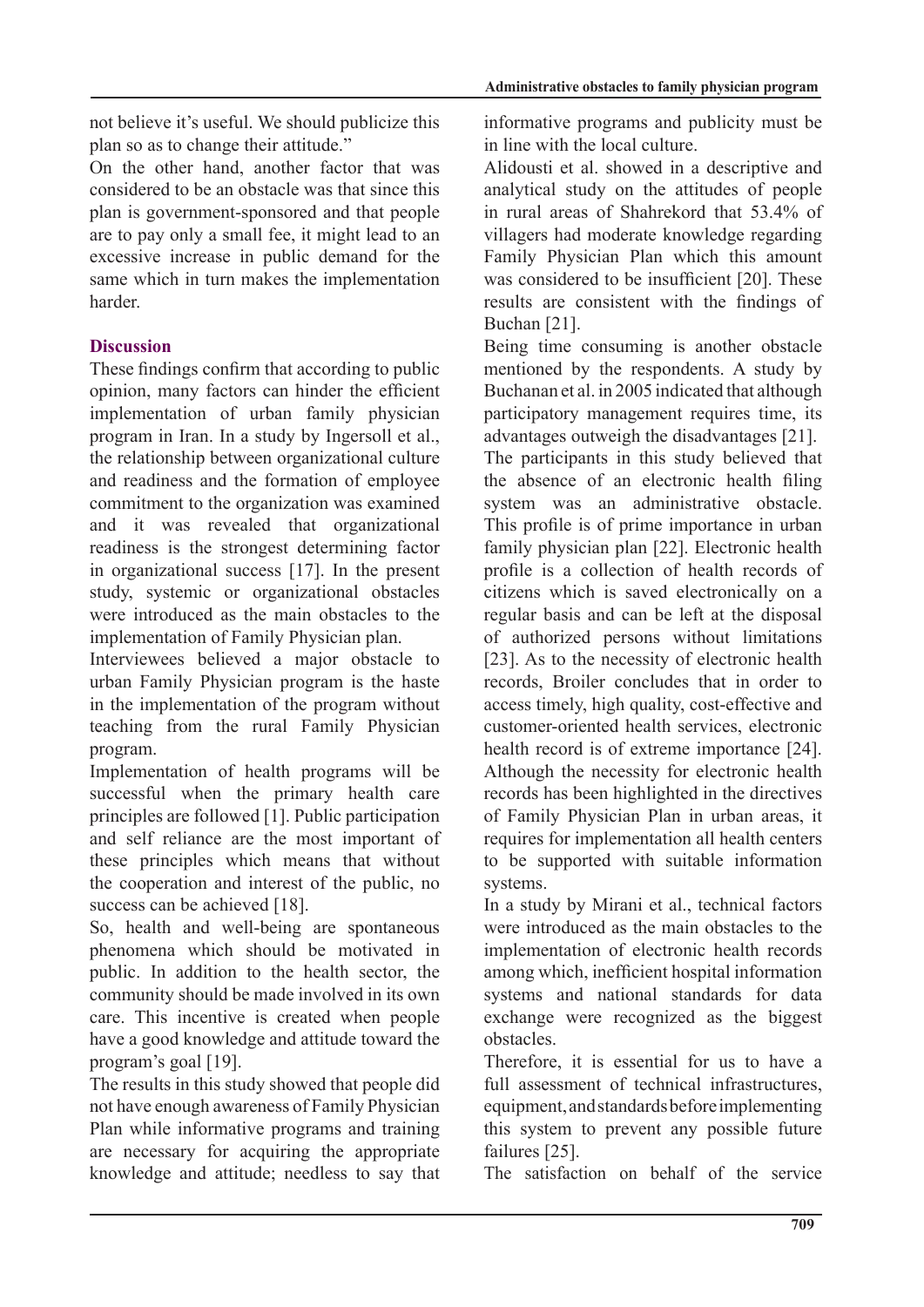not believe it's useful. We should publicize this plan so as to change their attitude."

On the other hand, another factor that was considered to be an obstacle was that since this plan is government-sponsored and that people are to pay only a small fee, it might lead to an excessive increase in public demand for the same which in turn makes the implementation harder.

## Discussion

These findings confirm that according to public opinion, many factors can hinder the efficient implementation of urban family physician program in Iran. In a study by Ingersoll et al., the relationship between organizational culture and readiness and the formation of employee commitment to the organization was examined and it was revealed that organizational readiness is the strongest determining factor in organizational success [17]. In the present study, systemic or organizational obstacles were introduced as the main obstacles to the implementation of Family Physician plan.

Interviewees believed a major obstacle to urban Family Physician program is the haste in the implementation of the program without teaching from the rural Family Physician program.

Implementation of health programs will be successful when the primary health care principles are followed [1]. Public participation and self reliance are the most important of these principles which means that without the cooperation and interest of the public, no success can be achieved [18].

So, health and well-being are spontaneous phenomena which should be motivated in public. In addition to the health sector, the community should be made involved in its own care. This incentive is created when people have a good knowledge and attitude toward the program's goal [19].

The results in this study showed that people did not have enough awareness of Family Physician Plan while informative programs and training are necessary for acquiring the appropriate knowledge and attitude; needless to say that informative programs and publicity must be in line with the local culture.

Alidousti et al. showed in a descriptive and analytical study on the attitudes of people in rural areas of Shahrekord that 53.4% of villagers had moderate knowledge regarding Family Physician Plan which this amount was considered to be insufficient [20]. These results are consistent with the findings of Buchan [21].

Being time consuming is another obstacle mentioned by the respondents. A study by Buchanan et al. in 2005 indicated that although participatory management requires time, its advantages outweigh the disadvantages [21].

The participants in this study believed that the absence of an electronic health filing system was an administrative obstacle. This profile is of prime importance in urban family physician plan [22]. Electronic health profile is a collection of health records of citizens which is saved electronically on a regular basis and can be left at the disposal of authorized persons without limitations [23]. As to the necessity of electronic health records, Broiler concludes that in order to access timely, high quality, cost-effective and customer-oriented health services, electronic health record is of extreme importance [24]. Although the necessity for electronic health records has been highlighted in the directives of Family Physician Plan in urban areas, it requires for implementation all health centers to be supported with suitable information systems.

In a study by Mirani et al., technical factors were introduced as the main obstacles to the implementation of electronic health records among which, inefficient hospital information systems and national standards for data exchange were recognized as the biggest obstacles.

Therefore, it is essential for us to have a full assessment of technical infrastructures, equipment, and standards before implementing this system to prevent any possible future failures [25].

The satisfaction on behalf of the service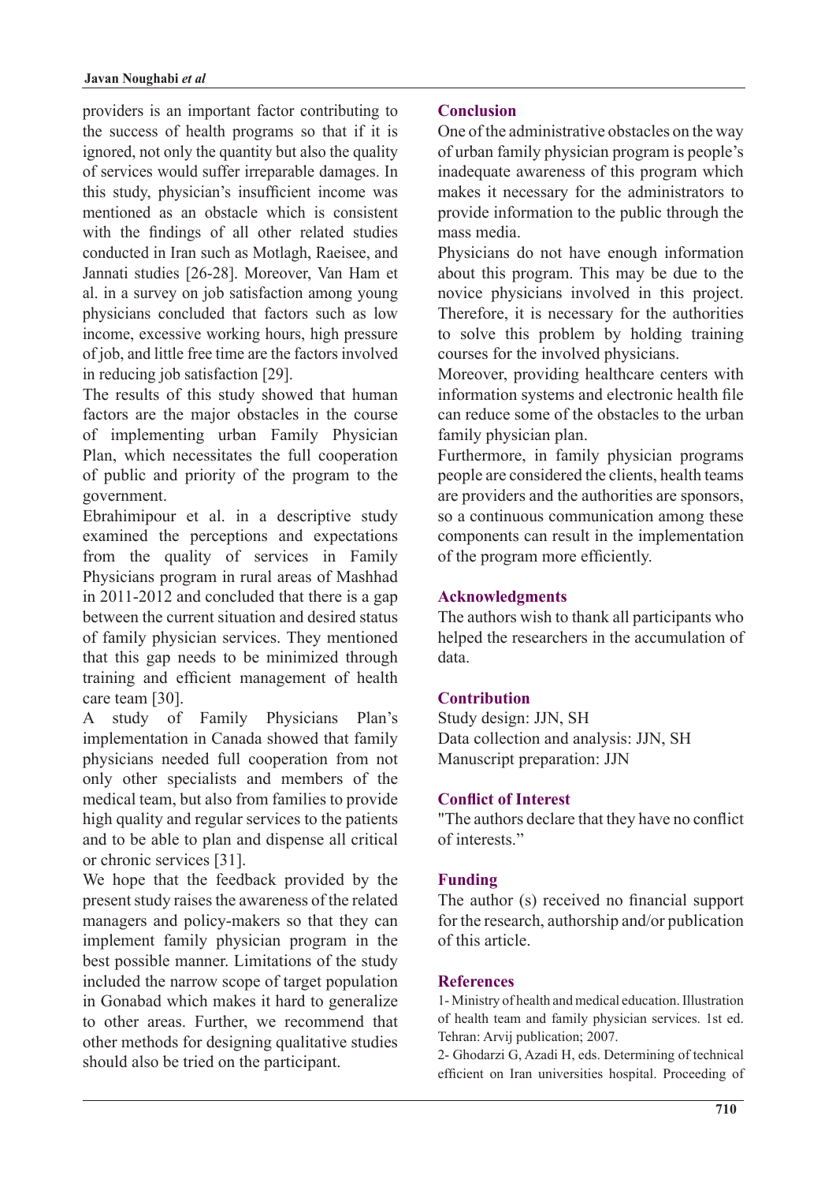providers is an important factor contributing to the success of health programs so that if it is ignored, not only the quantity but also the quality of services would suffer irreparable damages. In this study, physician's insufficient income was mentioned as an obstacle which is consistent with the findings of all other related studies conducted in Iran such as Motlagh, Raeisee, and Jannati studies [26-28]. Moreover, Van Ham et al. in a survey on job satisfaction among young physicians concluded that factors such as low income, excessive working hours, high pressure of job, and little free time are the factors involved in reducing job satisfaction [29].

The results of this study showed that human factors are the major obstacles in the course of implementing urban Family Physician Plan, which necessitates the full cooperation of public and priority of the program to the government.

Ebrahimipour et al. in a descriptive study examined the perceptions and expectations from the quality of services in Family Physicians program in rural areas of Mashhad in 2011-2012 and concluded that there is a gap between the current situation and desired status of family physician services. They mentioned that this gap needs to be minimized through training and efficient management of health care team [30].

A study of Family Physicians Plan's implementation in Canada showed that family physicians needed full cooperation from not only other specialists and members of the medical team, but also from families to provide high quality and regular services to the patients and to be able to plan and dispense all critical or chronic services [31].

We hope that the feedback provided by the present study raises the awareness of the related managers and policy-makers so that they can implement family physician program in the best possible manner. Limitations of the study included the narrow scope of target population in Gonabad which makes it hard to generalize to other areas. Further, we recommend that other methods for designing qualitative studies should also be tried on the participant.

## Conclusion

One of the administrative obstacles on the way of urban family physician program is people's inadequate awareness of this program which makes it necessary for the administrators to provide information to the public through the mass media.

Physicians do not have enough information about this program. This may be due to the novice physicians involved in this project. Therefore, it is necessary for the authorities to solve this problem by holding training courses for the involved physicians.

Moreover, providing healthcare centers with information systems and electronic health file can reduce some of the obstacles to the urban family physician plan.

Furthermore, in family physician programs people are considered the clients, health teams are providers and the authorities are sponsors, so a continuous communication among these components can result in the implementation of the program more efficiently.

## Acknowledgments

The authors wish to thank all participants who helped the researchers in the accumulation of data.

## Contribution

Study design: JJN, SH
Data collection and analysis: JJN, SH
Manuscript preparation: JJN

## Conflict of Interest

"The authors declare that they have no conflict of interests."

## Funding

The author (s) received no financial support for the research, authorship and/or publication of this article.

## References

1- Ministry of health and medical education. Illustration of health team and family physician services. 1st ed. Tehran: Arvij publication; 2007.

2- Ghodarzi G, Azadi H, eds. Determining of technical efficient on Iran universities hospital. Proceeding of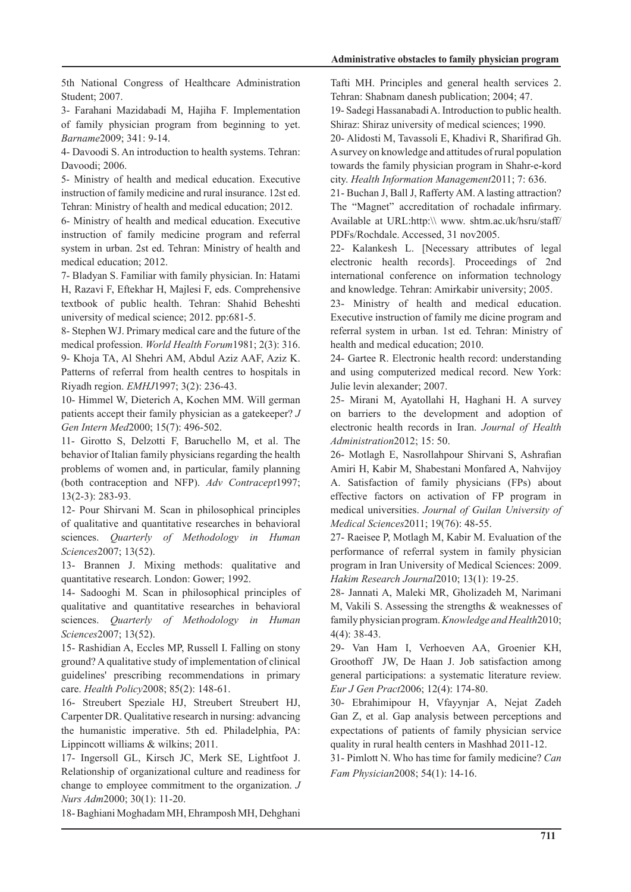5th National Congress of Healthcare Administration Student; 2007.

3- Farahani Mazidabadi M, Hajiha F. Implementation of family physician program from beginning to yet. *Barname*2009; 341: 9-14.

4- Davoodi S. An introduction to health systems. Tehran: Davoodi; 2006.

5- Ministry of health and medical education. Executive instruction of family medicine and rural insurance. 12st ed. Tehran: Ministry of health and medical education; 2012.

6- Ministry of health and medical education. Executive instruction of family medicine program and referral system in urban. 2st ed. Tehran: Ministry of health and medical education; 2012.

7- Bladyan S. Familiar with family physician. In: Hatami H, Razavi F, Eftekhar H, Majlesi F, eds. Comprehensive textbook of public health. Tehran: Shahid Beheshti university of medical science; 2012. pp:681-5.

8- Stephen WJ. Primary medical care and the future of the medical profession. *World Health Forum*1981; 2(3): 316.

9- Khoja TA, Al Shehri AM, Abdul Aziz AAF, Aziz K. Patterns of referral from health centres to hospitals in Riyadh region. *EMHJ*1997; 3(2): 236-43.

10- Himmel W, Dieterich A, Kochen MM. Will german patients accept their family physician as a gatekeeper? *J Gen Intern Med*2000; 15(7): 496-502.

11- Girotto S, Delzotti F, Baruchello M, et al. The behavior of Italian family physicians regarding the health problems of women and, in particular, family planning (both contraception and NFP). *Adv Contracept*1997; 13(2-3): 283-93.

12- Pour Shirvani M. Scan in philosophical principles of qualitative and quantitative researches in behavioral sciences. *Quarterly of Methodology in Human Sciences*2007; 13(52).

13- Brannen J. Mixing methods: qualitative and quantitative research. London: Gower; 1992.

14- Sadooghi M. Scan in philosophical principles of qualitative and quantitative researches in behavioral sciences. *Quarterly of Methodology in Human Sciences*2007; 13(52).

15- Rashidian A, Eccles MP, Russell I. Falling on stony ground? A qualitative study of implementation of clinical guidelines' prescribing recommendations in primary care. *Health Policy*2008; 85(2): 148-61.

16- Streubert Speziale HJ, Streubert Streubert HJ, Carpenter DR. Qualitative research in nursing: advancing the humanistic imperative. 5th ed. Philadelphia, PA: Lippincott williams & wilkins; 2011.

17- Ingersoll GL, Kirsch JC, Merk SE, Lightfoot J. Relationship of organizational culture and readiness for change to employee commitment to the organization. *J Nurs Adm*2000; 30(1): 11-20.

18- Baghiani Moghadam MH, Ehramposh MH, Dehghani Tafti MH. Principles and general health services 2. Tehran: Shabnam danesh publication; 2004; 47.

19- Sadegi Hassanabadi A. Introduction to public health. Shiraz: Shiraz university of medical sciences; 1990.

20- Alidosti M, Tavassoli E, Khadivi R, Sharifirad Gh. A survey on knowledge and attitudes of rural population towards the family physician program in Shahr-e-kord city. *Health Information Management*2011; 7: 636.

21- Buchan J, Ball J, Rafferty AM. A lasting attraction? The "Magnet" accreditation of rochadale infirmary. Available at URL:http:\\ www. shtm.ac.uk/hsru/staff/PDFs/Rochdale. Accessed, 31 nov2005.

22- Kalankesh L. [Necessary attributes of legal electronic health records]. Proceedings of 2nd international conference on information technology and knowledge. Tehran: Amirkabir university; 2005.

23- Ministry of health and medical education. Executive instruction of family me dicine program and referral system in urban. 1st ed. Tehran: Ministry of health and medical education; 2010.

24- Gartee R. Electronic health record: understanding and using computerized medical record. New York: Julie levin alexander; 2007.

25- Mirani M, Ayatollahi H, Haghani H. A survey on barriers to the development and adoption of electronic health records in Iran. *Journal of Health Administration*2012; 15: 50.

26- Motlagh E, Nasrollahpour Shirvani S, Ashrafian Amiri H, Kabir M, Shabestani Monfared A, Nahvijoy A. Satisfaction of family physicians (FPs) about effective factors on activation of FP program in medical universities. *Journal of Guilan University of Medical Sciences*2011; 19(76): 48-55.

27- Raeisee P, Motlagh M, Kabir M. Evaluation of the performance of referral system in family physician program in Iran University of Medical Sciences: 2009. *Hakim Research Journal*2010; 13(1): 19-25.

28- Jannati A, Maleki MR, Gholizadeh M, Narimani M, Vakili S. Assessing the strengths & weaknesses of family physician program. *Knowledge and Health*2010; 4(4): 38-43.

29- Van Ham I, Verhoeven AA, Groenier KH, Groothoff JW, De Haan J. Job satisfaction among general participations: a systematic literature review. *Eur J Gen Pract*2006; 12(4): 174-80.

30- Ebrahimipour H, Vfayynjar A, Nejat Zadeh Gan Z, et al. Gap analysis between perceptions and expectations of patients of family physician service quality in rural health centers in Mashhad 2011-12.

31- Pimlott N. Who has time for family medicine? *Can Fam Physician*2008; 54(1): 14-16.